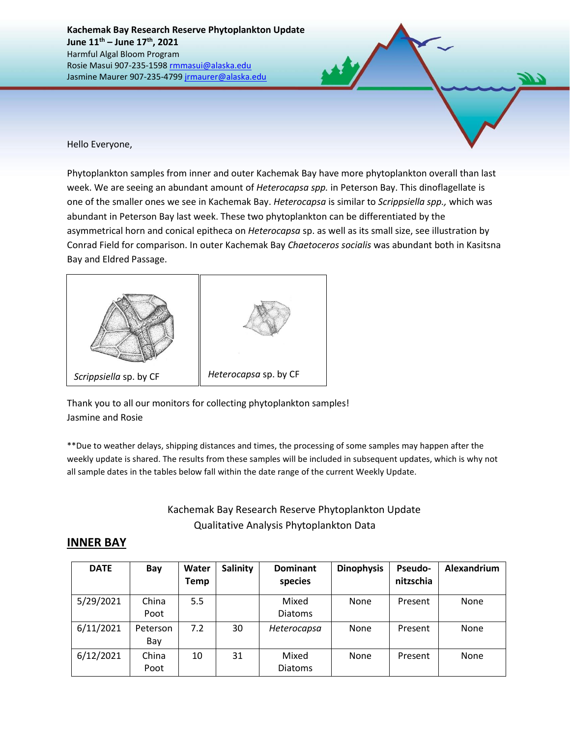**Kachemak Bay Research Reserve Phytoplankton Update**
**June 11th – June 17th, 2021**
Harmful Algal Bloom Program
Rosie Masui 907-235-1598 rmmasui@alaska.edu
Jasmine Maurer 907-235-4799 jrmaurer@alaska.edu

Hello Everyone,

Phytoplankton samples from inner and outer Kachemak Bay have more phytoplankton overall than last week. We are seeing an abundant amount of *Heterocapsa spp.* in Peterson Bay. This dinoflagellate is one of the smaller ones we see in Kachemak Bay. *Heterocapsa* is similar to *Scrippsiella spp.,* which was abundant in Peterson Bay last week. These two phytoplankton can be differentiated by the asymmetrical horn and conical epitheca on *Heterocapsa* sp. as well as its small size, see illustration by Conrad Field for comparison. In outer Kachemak Bay *Chaetoceros socialis* was abundant both in Kasitsna Bay and Eldred Passage.

*Scrippsiella* sp. by CF

*Heterocapsa* sp. by CF

Thank you to all our monitors for collecting phytoplankton samples!
Jasmine and Rosie

**Due to weather delays, shipping distances and times, the processing of some samples may happen after the weekly update is shared. The results from these samples will be included in subsequent updates, which is why not all sample dates in the tables below fall within the date range of the current Weekly Update.

Kachemak Bay Research Reserve Phytoplankton Update
Qualitative Analysis Phytoplankton Data

## INNER BAY

| DATE | Bay | Water Temp | Salinity | Dominant species | Dinophysis | Pseudo-nitzschia | Alexandrium |
|---|---|---|---|---|---|---|---|
| 5/29/2021 | China Poot | 5.5 | | Mixed Diatoms | None | Present | None |
| 6/11/2021 | Peterson Bay | 7.2 | 30 | *Heterocapsa* | None | Present | None |
| 6/12/2021 | China Poot | 10 | 31 | Mixed Diatoms | None | Present | None |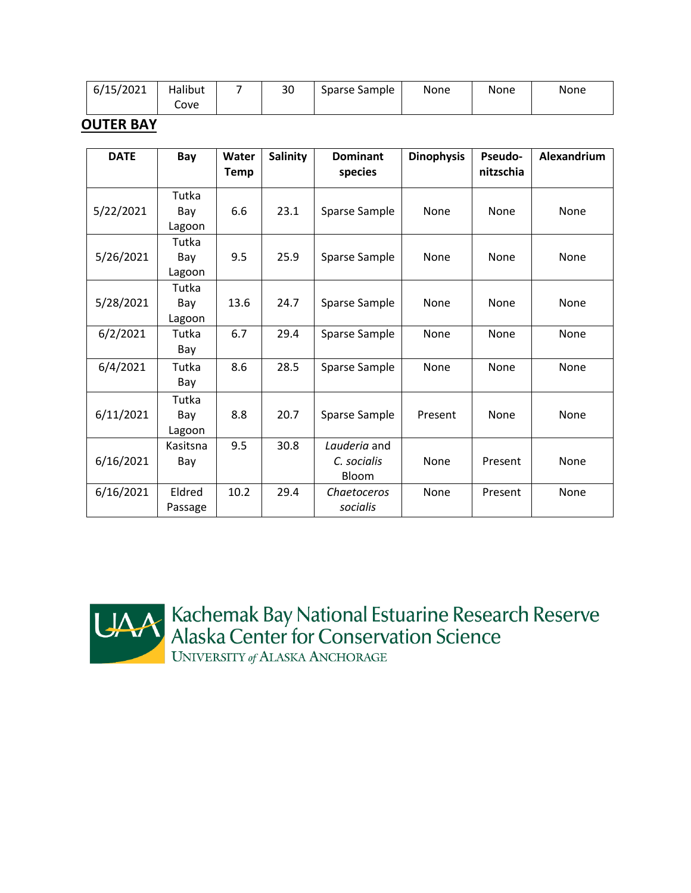| | | | | | | | |
|---|---|---|---|---|---|---|---|
| 6/15/2021 | Halibut Cove | 7 | 30 | Sparse Sample | None | None | None |

## OUTER BAY

| DATE | Bay | Water Temp | Salinity | Dominant species | Dinophysis | Pseudo-nitzschia | Alexandrium |
|---|---|---|---|---|---|---|---|
| 5/22/2021 | Tutka Bay Lagoon | 6.6 | 23.1 | Sparse Sample | None | None | None |
| 5/26/2021 | Tutka Bay Lagoon | 9.5 | 25.9 | Sparse Sample | None | None | None |
| 5/28/2021 | Tutka Bay Lagoon | 13.6 | 24.7 | Sparse Sample | None | None | None |
| 6/2/2021 | Tutka Bay | 6.7 | 29.4 | Sparse Sample | None | None | None |
| 6/4/2021 | Tutka Bay | 8.6 | 28.5 | Sparse Sample | None | None | None |
| 6/11/2021 | Tutka Bay Lagoon | 8.8 | 20.7 | Sparse Sample | Present | None | None |
| 6/16/2021 | Kasitsna Bay | 9.5 | 30.8 | *Lauderia* and *C. socialis* Bloom | None | Present | None |
| 6/16/2021 | Eldred Passage | 10.2 | 29.4 | *Chaetoceros socialis* | None | Present | None |

UAA Kachemak Bay National Estuarine Research Reserve
Alaska Center for Conservation Science
University of Alaska Anchorage